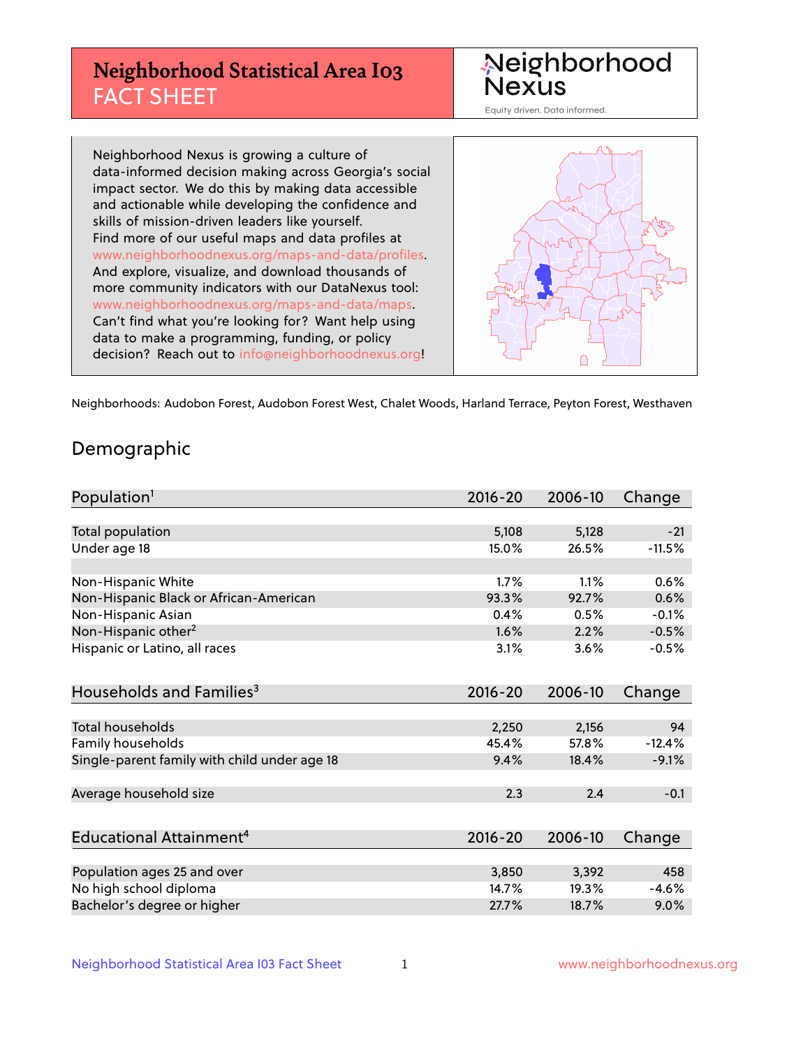# Neighborhood Statistical Area I03 FACT SHEET

Neighborhood Nexus

Equity driven. Data informed.

Neighborhood Nexus is growing a culture of data-informed decision making across Georgia's social impact sector. We do this by making data accessible and actionable while developing the confidence and skills of mission-driven leaders like yourself. Find more of our useful maps and data profiles at www.neighborhoodnexus.org/maps-and-data/profiles. And explore, visualize, and download thousands of more community indicators with our DataNexus tool: www.neighborhoodnexus.org/maps-and-data/maps. Can't find what you're looking for? Want help using data to make a programming, funding, or policy decision? Reach out to info@neighborhoodnexus.org!

Neighborhoods: Audobon Forest, Audobon Forest West, Chalet Woods, Harland Terrace, Peyton Forest, Westhaven

## Demographic

| Population[1] | 2016-20 | 2006-10 | Change |
|---|---|---|---|
| Total population | 5,108 | 5,128 | -21 |
| Under age 18 | 15.0% | 26.5% | -11.5% |
| | | | |
| Non-Hispanic White | 1.7% | 1.1% | 0.6% |
| Non-Hispanic Black or African-American | 93.3% | 92.7% | 0.6% |
| Non-Hispanic Asian | 0.4% | 0.5% | -0.1% |
| Non-Hispanic other[2] | 1.6% | 2.2% | -0.5% |
| Hispanic or Latino, all races | 3.1% | 3.6% | -0.5% |

| Households and Families[3] | 2016-20 | 2006-10 | Change |
|---|---|---|---|
| Total households | 2,250 | 2,156 | 94 |
| Family households | 45.4% | 57.8% | -12.4% |
| Single-parent family with child under age 18 | 9.4% | 18.4% | -9.1% |
| | | | |
| Average household size | 2.3 | 2.4 | -0.1 |

| Educational Attainment[4] | 2016-20 | 2006-10 | Change |
|---|---|---|---|
| Population ages 25 and over | 3,850 | 3,392 | 458 |
| No high school diploma | 14.7% | 19.3% | -4.6% |
| Bachelor's degree or higher | 27.7% | 18.7% | 9.0% |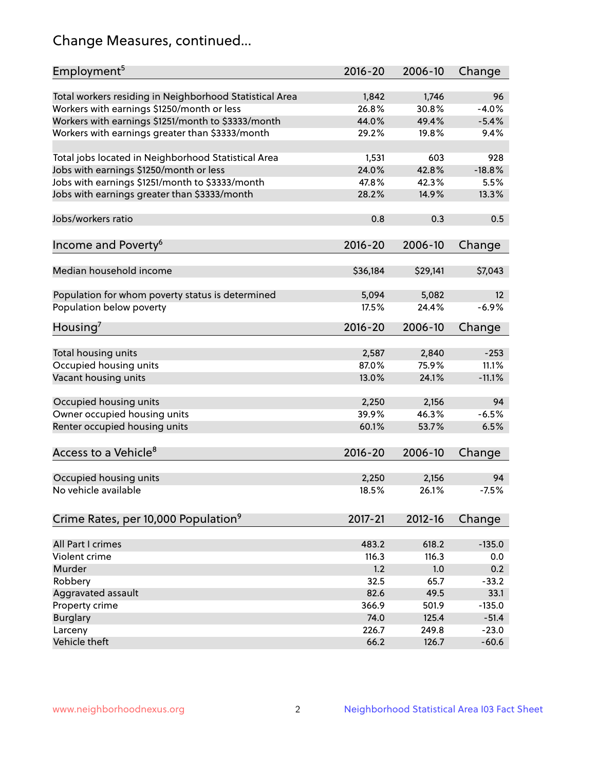## Change Measures, continued...

| Employment[5] | 2016-20 | 2006-10 | Change |
|---|---|---|---|
| Total workers residing in Neighborhood Statistical Area | 1,842 | 1,746 | 96 |
| Workers with earnings $1250/month or less | 26.8% | 30.8% | -4.0% |
| Workers with earnings $1251/month to $3333/month | 44.0% | 49.4% | -5.4% |
| Workers with earnings greater than $3333/month | 29.2% | 19.8% | 9.4% |
| | | | |
| Total jobs located in Neighborhood Statistical Area | 1,531 | 603 | 928 |
| Jobs with earnings $1250/month or less | 24.0% | 42.8% | -18.8% |
| Jobs with earnings $1251/month to $3333/month | 47.8% | 42.3% | 5.5% |
| Jobs with earnings greater than $3333/month | 28.2% | 14.9% | 13.3% |
| | | | |
| Jobs/workers ratio | 0.8 | 0.3 | 0.5 |

| Income and Poverty[6] | 2016-20 | 2006-10 | Change |
|---|---|---|---|
| Median household income | $36,184 | $29,141 | $7,043 |
| | | | |
| Population for whom poverty status is determined | 5,094 | 5,082 | 12 |
| Population below poverty | 17.5% | 24.4% | -6.9% |

| Housing[7] | 2016-20 | 2006-10 | Change |
|---|---|---|---|
| Total housing units | 2,587 | 2,840 | -253 |
| Occupied housing units | 87.0% | 75.9% | 11.1% |
| Vacant housing units | 13.0% | 24.1% | -11.1% |
| | | | |
| Occupied housing units | 2,250 | 2,156 | 94 |
| Owner occupied housing units | 39.9% | 46.3% | -6.5% |
| Renter occupied housing units | 60.1% | 53.7% | 6.5% |

| Access to a Vehicle[8] | 2016-20 | 2006-10 | Change |
|---|---|---|---|
| Occupied housing units | 2,250 | 2,156 | 94 |
| No vehicle available | 18.5% | 26.1% | -7.5% |

| Crime Rates, per 10,000 Population[9] | 2017-21 | 2012-16 | Change |
|---|---|---|---|
| All Part I crimes | 483.2 | 618.2 | -135.0 |
| Violent crime | 116.3 | 116.3 | 0.0 |
| Murder | 1.2 | 1.0 | 0.2 |
| Robbery | 32.5 | 65.7 | -33.2 |
| Aggravated assault | 82.6 | 49.5 | 33.1 |
| Property crime | 366.9 | 501.9 | -135.0 |
| Burglary | 74.0 | 125.4 | -51.4 |
| Larceny | 226.7 | 249.8 | -23.0 |
| Vehicle theft | 66.2 | 126.7 | -60.6 |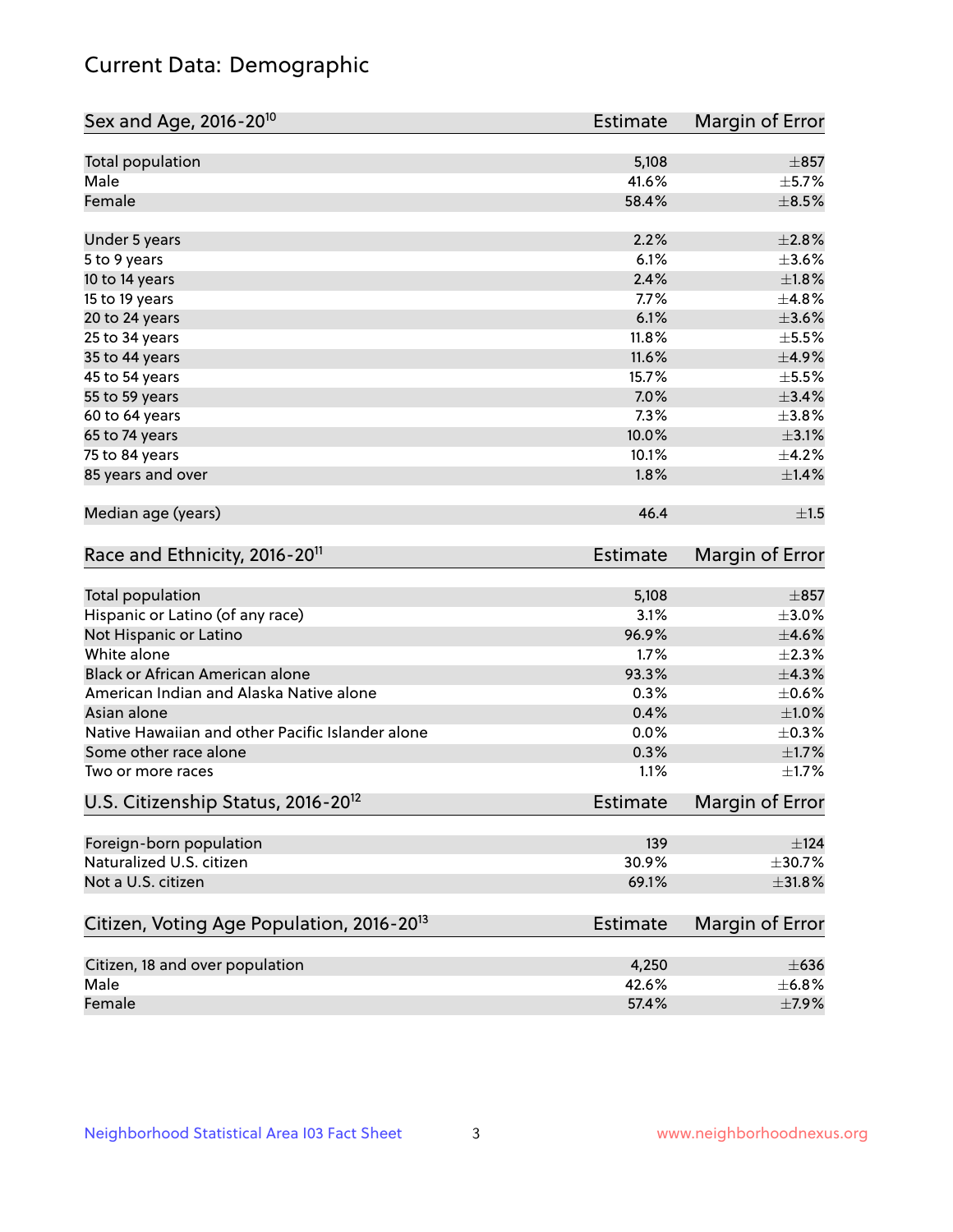# Current Data: Demographic

| Sex and Age, 2016-20[10] | Estimate | Margin of Error |
|---|---|---|
| Total population | 5,108 | ±857 |
| Male | 41.6% | ±5.7% |
| Female | 58.4% | ±8.5% |
| Under 5 years | 2.2% | ±2.8% |
| 5 to 9 years | 6.1% | ±3.6% |
| 10 to 14 years | 2.4% | ±1.8% |
| 15 to 19 years | 7.7% | ±4.8% |
| 20 to 24 years | 6.1% | ±3.6% |
| 25 to 34 years | 11.8% | ±5.5% |
| 35 to 44 years | 11.6% | ±4.9% |
| 45 to 54 years | 15.7% | ±5.5% |
| 55 to 59 years | 7.0% | ±3.4% |
| 60 to 64 years | 7.3% | ±3.8% |
| 65 to 74 years | 10.0% | ±3.1% |
| 75 to 84 years | 10.1% | ±4.2% |
| 85 years and over | 1.8% | ±1.4% |
| Median age (years) | 46.4 | ±1.5 |

| Race and Ethnicity, 2016-20[11] | Estimate | Margin of Error |
|---|---|---|
| Total population | 5,108 | ±857 |
| Hispanic or Latino (of any race) | 3.1% | ±3.0% |
| Not Hispanic or Latino | 96.9% | ±4.6% |
| White alone | 1.7% | ±2.3% |
| Black or African American alone | 93.3% | ±4.3% |
| American Indian and Alaska Native alone | 0.3% | ±0.6% |
| Asian alone | 0.4% | ±1.0% |
| Native Hawaiian and other Pacific Islander alone | 0.0% | ±0.3% |
| Some other race alone | 0.3% | ±1.7% |
| Two or more races | 1.1% | ±1.7% |

| U.S. Citizenship Status, 2016-20[12] | Estimate | Margin of Error |
|---|---|---|
| Foreign-born population | 139 | ±124 |
| Naturalized U.S. citizen | 30.9% | ±30.7% |
| Not a U.S. citizen | 69.1% | ±31.8% |

| Citizen, Voting Age Population, 2016-20[13] | Estimate | Margin of Error |
|---|---|---|
| Citizen, 18 and over population | 4,250 | ±636 |
| Male | 42.6% | ±6.8% |
| Female | 57.4% | ±7.9% |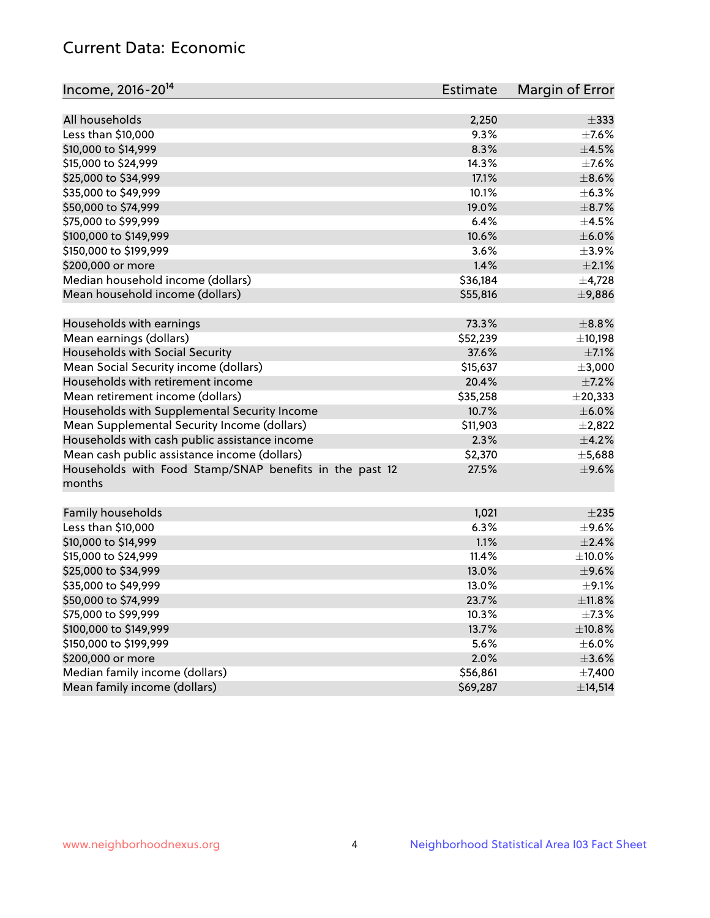## Current Data: Economic

| Income, 2016-20[14] | Estimate | Margin of Error |
|---|---|---|
| All households | 2,250 | ±333 |
| Less than $10,000 | 9.3% | ±7.6% |
| $10,000 to $14,999 | 8.3% | ±4.5% |
| $15,000 to $24,999 | 14.3% | ±7.6% |
| $25,000 to $34,999 | 17.1% | ±8.6% |
| $35,000 to $49,999 | 10.1% | ±6.3% |
| $50,000 to $74,999 | 19.0% | ±8.7% |
| $75,000 to $99,999 | 6.4% | ±4.5% |
| $100,000 to $149,999 | 10.6% | ±6.0% |
| $150,000 to $199,999 | 3.6% | ±3.9% |
| $200,000 or more | 1.4% | ±2.1% |
| Median household income (dollars) | $36,184 | ±4,728 |
| Mean household income (dollars) | $55,816 | ±9,886 |
| | | |
| Households with earnings | 73.3% | ±8.8% |
| Mean earnings (dollars) | $52,239 | ±10,198 |
| Households with Social Security | 37.6% | ±7.1% |
| Mean Social Security income (dollars) | $15,637 | ±3,000 |
| Households with retirement income | 20.4% | ±7.2% |
| Mean retirement income (dollars) | $35,258 | ±20,333 |
| Households with Supplemental Security Income | 10.7% | ±6.0% |
| Mean Supplemental Security Income (dollars) | $11,903 | ±2,822 |
| Households with cash public assistance income | 2.3% | ±4.2% |
| Mean cash public assistance income (dollars) | $2,370 | ±5,688 |
| Households with Food Stamp/SNAP benefits in the past 12 months | 27.5% | ±9.6% |
| | | |
| Family households | 1,021 | ±235 |
| Less than $10,000 | 6.3% | ±9.6% |
| $10,000 to $14,999 | 1.1% | ±2.4% |
| $15,000 to $24,999 | 11.4% | ±10.0% |
| $25,000 to $34,999 | 13.0% | ±9.6% |
| $35,000 to $49,999 | 13.0% | ±9.1% |
| $50,000 to $74,999 | 23.7% | ±11.8% |
| $75,000 to $99,999 | 10.3% | ±7.3% |
| $100,000 to $149,999 | 13.7% | ±10.8% |
| $150,000 to $199,999 | 5.6% | ±6.0% |
| $200,000 or more | 2.0% | ±3.6% |
| Median family income (dollars) | $56,861 | ±7,400 |
| Mean family income (dollars) | $69,287 | ±14,514 |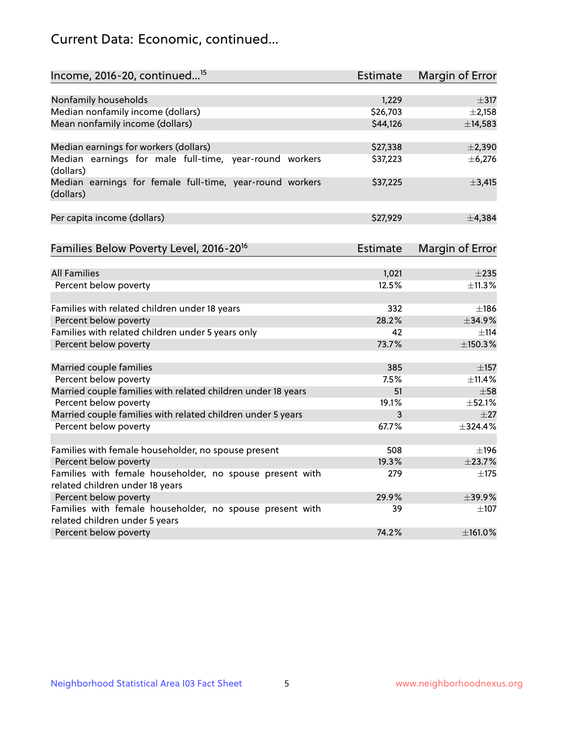## Current Data: Economic, continued...

| Income, 2016-20, continued...[15] | Estimate | Margin of Error |
|---|---|---|
| Nonfamily households | 1,229 | ±317 |
| Median nonfamily income (dollars) | $26,703 | ±2,158 |
| Mean nonfamily income (dollars) | $44,126 | ±14,583 |
| Median earnings for workers (dollars) | $27,338 | ±2,390 |
| Median earnings for male full-time, year-round workers (dollars) | $37,223 | ±6,276 |
| Median earnings for female full-time, year-round workers (dollars) | $37,225 | ±3,415 |
| Per capita income (dollars) | $27,929 | ±4,384 |

| Families Below Poverty Level, 2016-20[16] | Estimate | Margin of Error |
|---|---|---|
| All Families | 1,021 | ±235 |
| Percent below poverty | 12.5% | ±11.3% |
| Families with related children under 18 years | 332 | ±186 |
| Percent below poverty | 28.2% | ±34.9% |
| Families with related children under 5 years only | 42 | ±114 |
| Percent below poverty | 73.7% | ±150.3% |
| Married couple families | 385 | ±157 |
| Percent below poverty | 7.5% | ±11.4% |
| Married couple families with related children under 18 years | 51 | ±58 |
| Percent below poverty | 19.1% | ±52.1% |
| Married couple families with related children under 5 years | 3 | ±27 |
| Percent below poverty | 67.7% | ±324.4% |
| Families with female householder, no spouse present | 508 | ±196 |
| Percent below poverty | 19.3% | ±23.7% |
| Families with female householder, no spouse present with related children under 18 years | 279 | ±175 |
| Percent below poverty | 29.9% | ±39.9% |
| Families with female householder, no spouse present with related children under 5 years | 39 | ±107 |
| Percent below poverty | 74.2% | ±161.0% |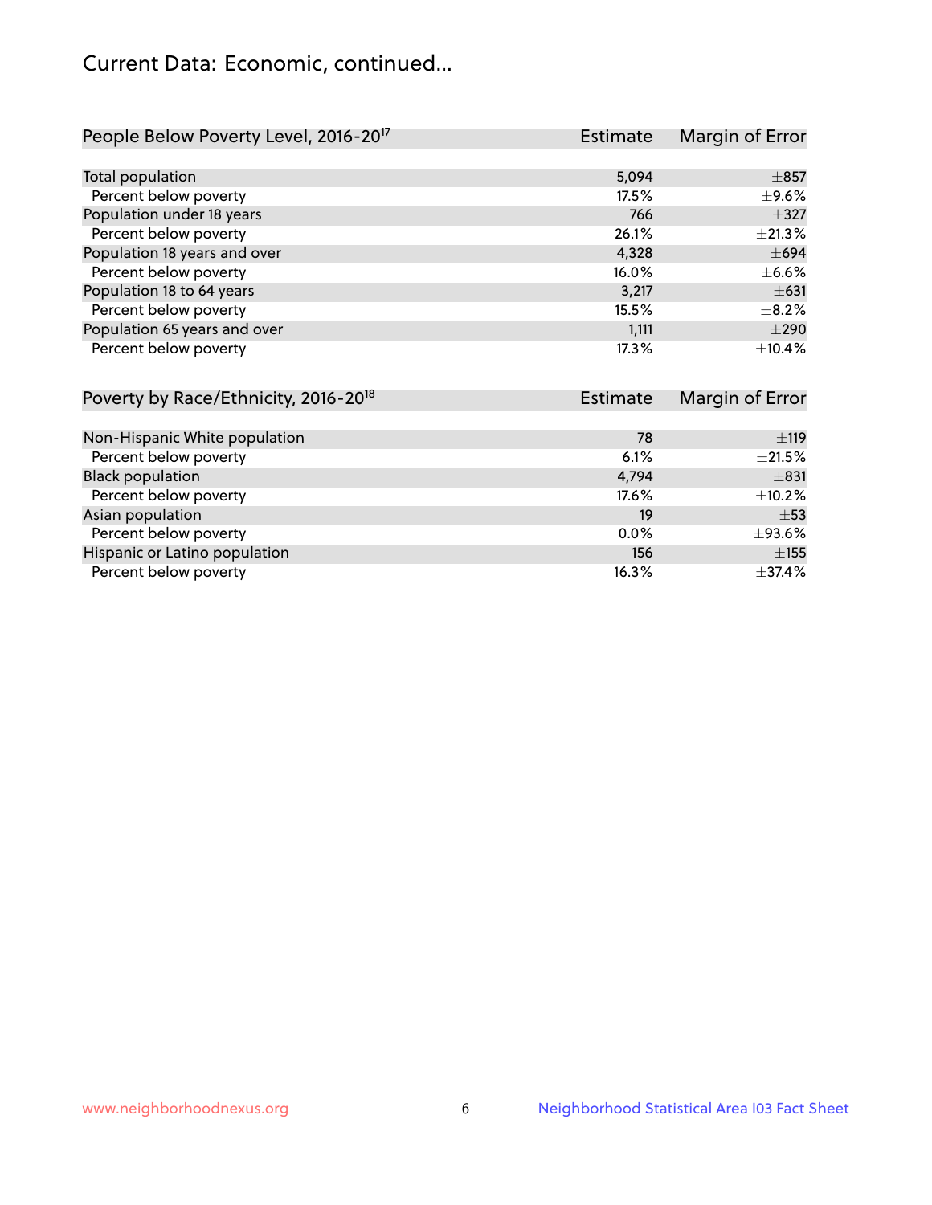# Current Data: Economic, continued...

| People Below Poverty Level, 2016-20[17] | Estimate | Margin of Error |
|---|---|---|
| Total population | 5,094 | ±857 |
| Percent below poverty | 17.5% | ±9.6% |
| Population under 18 years | 766 | ±327 |
| Percent below poverty | 26.1% | ±21.3% |
| Population 18 years and over | 4,328 | ±694 |
| Percent below poverty | 16.0% | ±6.6% |
| Population 18 to 64 years | 3,217 | ±631 |
| Percent below poverty | 15.5% | ±8.2% |
| Population 65 years and over | 1,111 | ±290 |
| Percent below poverty | 17.3% | ±10.4% |

| Poverty by Race/Ethnicity, 2016-20[18] | Estimate | Margin of Error |
|---|---|---|
| Non-Hispanic White population | 78 | ±119 |
| Percent below poverty | 6.1% | ±21.5% |
| Black population | 4,794 | ±831 |
| Percent below poverty | 17.6% | ±10.2% |
| Asian population | 19 | ±53 |
| Percent below poverty | 0.0% | ±93.6% |
| Hispanic or Latino population | 156 | ±155 |
| Percent below poverty | 16.3% | ±37.4% |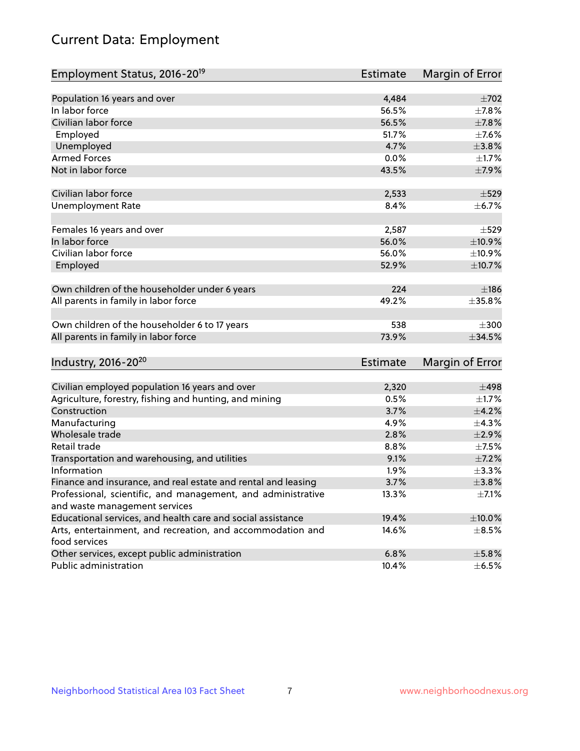# Current Data: Employment

| Employment Status, 2016-20[19] | Estimate | Margin of Error |
|---|---|---|
| Population 16 years and over | 4,484 | ±702 |
| In labor force | 56.5% | ±7.8% |
| Civilian labor force | 56.5% | ±7.8% |
| Employed | 51.7% | ±7.6% |
| Unemployed | 4.7% | ±3.8% |
| Armed Forces | 0.0% | ±1.7% |
| Not in labor force | 43.5% | ±7.9% |
| | | |
| Civilian labor force | 2,533 | ±529 |
| Unemployment Rate | 8.4% | ±6.7% |
| | | |
| Females 16 years and over | 2,587 | ±529 |
| In labor force | 56.0% | ±10.9% |
| Civilian labor force | 56.0% | ±10.9% |
| Employed | 52.9% | ±10.7% |
| | | |
| Own children of the householder under 6 years | 224 | ±186 |
| All parents in family in labor force | 49.2% | ±35.8% |
| | | |
| Own children of the householder 6 to 17 years | 538 | ±300 |
| All parents in family in labor force | 73.9% | ±34.5% |

| Industry, 2016-20[20] | Estimate | Margin of Error |
|---|---|---|
| Civilian employed population 16 years and over | 2,320 | ±498 |
| Agriculture, forestry, fishing and hunting, and mining | 0.5% | ±1.7% |
| Construction | 3.7% | ±4.2% |
| Manufacturing | 4.9% | ±4.3% |
| Wholesale trade | 2.8% | ±2.9% |
| Retail trade | 8.8% | ±7.5% |
| Transportation and warehousing, and utilities | 9.1% | ±7.2% |
| Information | 1.9% | ±3.3% |
| Finance and insurance, and real estate and rental and leasing | 3.7% | ±3.8% |
| Professional, scientific, and management, and administrative and waste management services | 13.3% | ±7.1% |
| Educational services, and health care and social assistance | 19.4% | ±10.0% |
| Arts, entertainment, and recreation, and accommodation and food services | 14.6% | ±8.5% |
| Other services, except public administration | 6.8% | ±5.8% |
| Public administration | 10.4% | ±6.5% |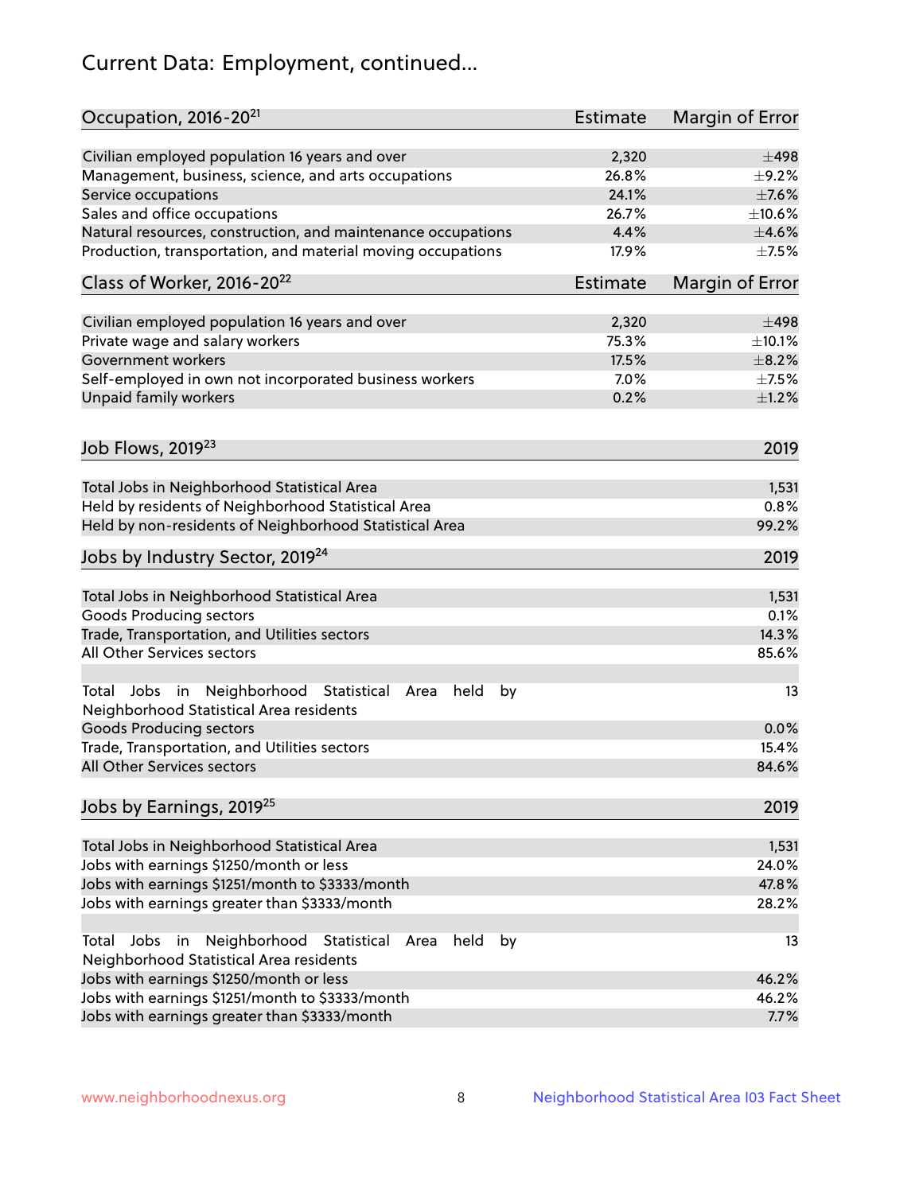# Current Data: Employment, continued...

| Occupation, 2016-20[21] | Estimate | Margin of Error |
|---|---|---|
| Civilian employed population 16 years and over | 2,320 | ±498 |
| Management, business, science, and arts occupations | 26.8% | ±9.2% |
| Service occupations | 24.1% | ±7.6% |
| Sales and office occupations | 26.7% | ±10.6% |
| Natural resources, construction, and maintenance occupations | 4.4% | ±4.6% |
| Production, transportation, and material moving occupations | 17.9% | ±7.5% |

| Class of Worker, 2016-20[22] | Estimate | Margin of Error |
|---|---|---|
| Civilian employed population 16 years and over | 2,320 | ±498 |
| Private wage and salary workers | 75.3% | ±10.1% |
| Government workers | 17.5% | ±8.2% |
| Self-employed in own not incorporated business workers | 7.0% | ±7.5% |
| Unpaid family workers | 0.2% | ±1.2% |

| Job Flows, 2019[23] | 2019 |
|---|---|
| Total Jobs in Neighborhood Statistical Area | 1,531 |
| Held by residents of Neighborhood Statistical Area | 0.8% |
| Held by non-residents of Neighborhood Statistical Area | 99.2% |

| Jobs by Industry Sector, 2019[24] | 2019 |
|---|---|
| Total Jobs in Neighborhood Statistical Area | 1,531 |
| Goods Producing sectors | 0.1% |
| Trade, Transportation, and Utilities sectors | 14.3% |
| All Other Services sectors | 85.6% |
| Total Jobs in Neighborhood Statistical Area held by Neighborhood Statistical Area residents | 13 |
| Goods Producing sectors | 0.0% |
| Trade, Transportation, and Utilities sectors | 15.4% |
| All Other Services sectors | 84.6% |

| Jobs by Earnings, 2019[25] | 2019 |
|---|---|
| Total Jobs in Neighborhood Statistical Area | 1,531 |
| Jobs with earnings $1250/month or less | 24.0% |
| Jobs with earnings $1251/month to $3333/month | 47.8% |
| Jobs with earnings greater than $3333/month | 28.2% |
| Total Jobs in Neighborhood Statistical Area held by Neighborhood Statistical Area residents | 13 |
| Jobs with earnings $1250/month or less | 46.2% |
| Jobs with earnings $1251/month to $3333/month | 46.2% |
| Jobs with earnings greater than $3333/month | 7.7% |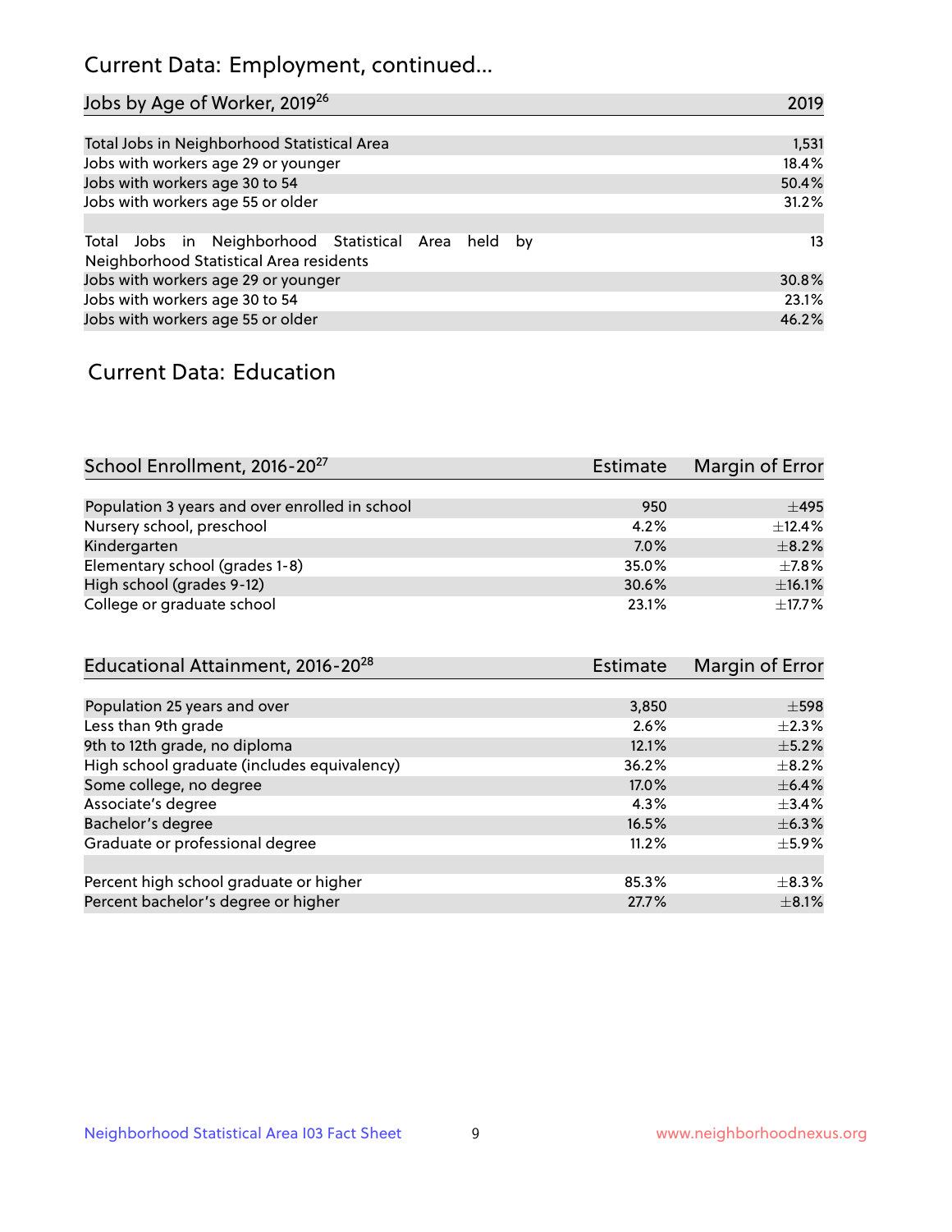## Current Data: Employment, continued...

| Jobs by Age of Worker, 2019[26] | 2019 |
|---|---|
| Total Jobs in Neighborhood Statistical Area | 1,531 |
| Jobs with workers age 29 or younger | 18.4% |
| Jobs with workers age 30 to 54 | 50.4% |
| Jobs with workers age 55 or older | 31.2% |
| | |
| Total Jobs in Neighborhood Statistical Area held by Neighborhood Statistical Area residents | 13 |
| Jobs with workers age 29 or younger | 30.8% |
| Jobs with workers age 30 to 54 | 23.1% |
| Jobs with workers age 55 or older | 46.2% |

## Current Data: Education

| School Enrollment, 2016-20[27] | Estimate | Margin of Error |
|---|---|---|
| Population 3 years and over enrolled in school | 950 | ±495 |
| Nursery school, preschool | 4.2% | ±12.4% |
| Kindergarten | 7.0% | ±8.2% |
| Elementary school (grades 1-8) | 35.0% | ±7.8% |
| High school (grades 9-12) | 30.6% | ±16.1% |
| College or graduate school | 23.1% | ±17.7% |

| Educational Attainment, 2016-20[28] | Estimate | Margin of Error |
|---|---|---|
| Population 25 years and over | 3,850 | ±598 |
| Less than 9th grade | 2.6% | ±2.3% |
| 9th to 12th grade, no diploma | 12.1% | ±5.2% |
| High school graduate (includes equivalency) | 36.2% | ±8.2% |
| Some college, no degree | 17.0% | ±6.4% |
| Associate's degree | 4.3% | ±3.4% |
| Bachelor's degree | 16.5% | ±6.3% |
| Graduate or professional degree | 11.2% | ±5.9% |
| | | |
| Percent high school graduate or higher | 85.3% | ±8.3% |
| Percent bachelor's degree or higher | 27.7% | ±8.1% |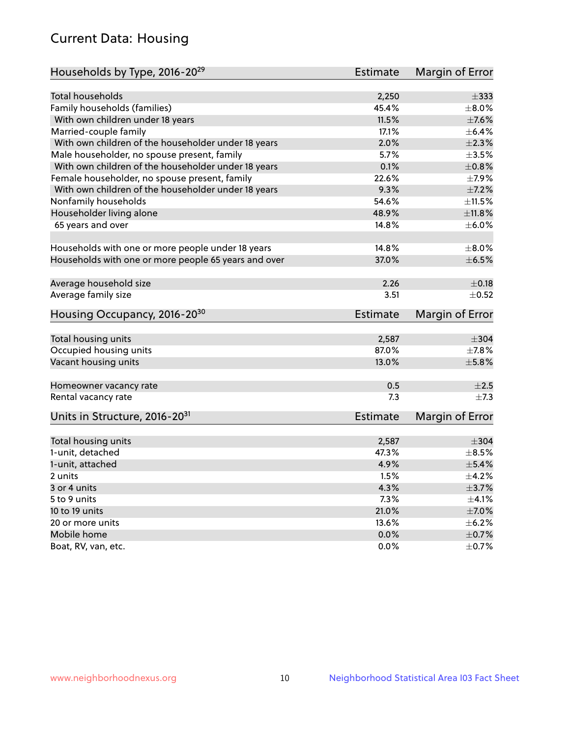## Current Data: Housing

| Households by Type, 2016-20[29] | Estimate | Margin of Error |
|---|---|---|
| Total households | 2,250 | ±333 |
| Family households (families) | 45.4% | ±8.0% |
| With own children under 18 years | 11.5% | ±7.6% |
| Married-couple family | 17.1% | ±6.4% |
| With own children of the householder under 18 years | 2.0% | ±2.3% |
| Male householder, no spouse present, family | 5.7% | ±3.5% |
| With own children of the householder under 18 years | 0.1% | ±0.8% |
| Female householder, no spouse present, family | 22.6% | ±7.9% |
| With own children of the householder under 18 years | 9.3% | ±7.2% |
| Nonfamily households | 54.6% | ±11.5% |
| Householder living alone | 48.9% | ±11.8% |
| 65 years and over | 14.8% | ±6.0% |
| Households with one or more people under 18 years | 14.8% | ±8.0% |
| Households with one or more people 65 years and over | 37.0% | ±6.5% |
| Average household size | 2.26 | ±0.18 |
| Average family size | 3.51 | ±0.52 |

| Housing Occupancy, 2016-20[30] | Estimate | Margin of Error |
|---|---|---|
| Total housing units | 2,587 | ±304 |
| Occupied housing units | 87.0% | ±7.8% |
| Vacant housing units | 13.0% | ±5.8% |
| Homeowner vacancy rate | 0.5 | ±2.5 |
| Rental vacancy rate | 7.3 | ±7.3 |

| Units in Structure, 2016-20[31] | Estimate | Margin of Error |
|---|---|---|
| Total housing units | 2,587 | ±304 |
| 1-unit, detached | 47.3% | ±8.5% |
| 1-unit, attached | 4.9% | ±5.4% |
| 2 units | 1.5% | ±4.2% |
| 3 or 4 units | 4.3% | ±3.7% |
| 5 to 9 units | 7.3% | ±4.1% |
| 10 to 19 units | 21.0% | ±7.0% |
| 20 or more units | 13.6% | ±6.2% |
| Mobile home | 0.0% | ±0.7% |
| Boat, RV, van, etc. | 0.0% | ±0.7% |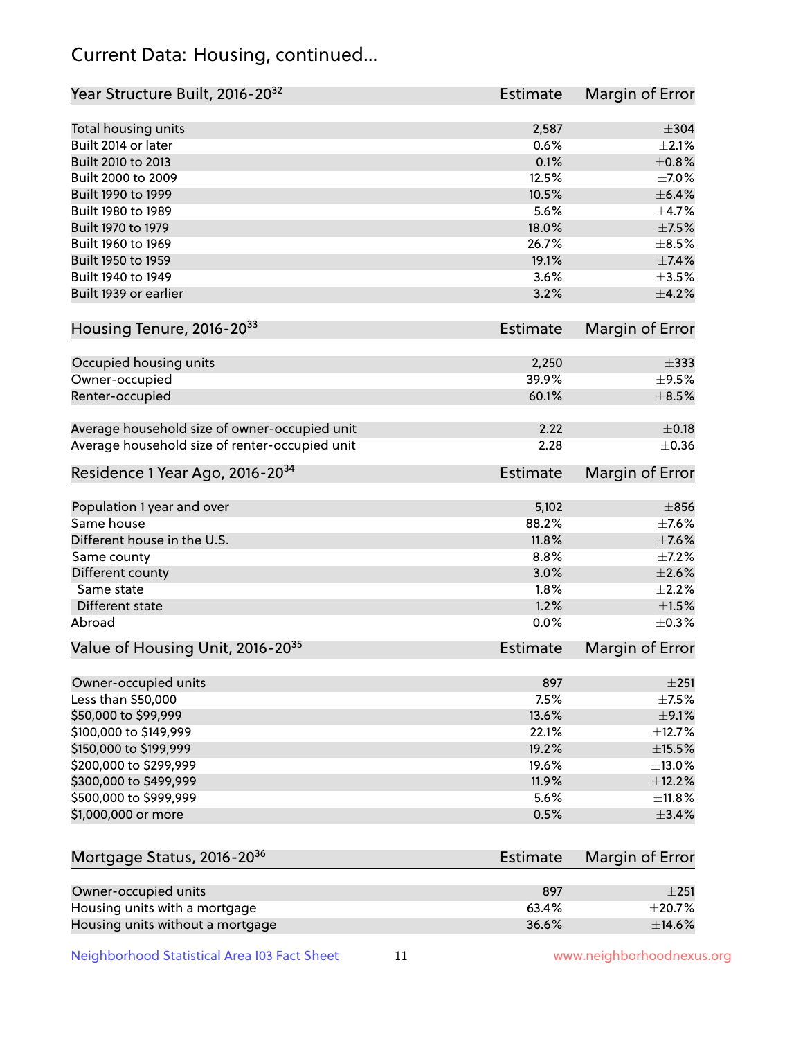## Current Data: Housing, continued...

| Year Structure Built, 2016-20[32] | Estimate | Margin of Error |
|---|---|---|
| Total housing units | 2,587 | ±304 |
| Built 2014 or later | 0.6% | ±2.1% |
| Built 2010 to 2013 | 0.1% | ±0.8% |
| Built 2000 to 2009 | 12.5% | ±7.0% |
| Built 1990 to 1999 | 10.5% | ±6.4% |
| Built 1980 to 1989 | 5.6% | ±4.7% |
| Built 1970 to 1979 | 18.0% | ±7.5% |
| Built 1960 to 1969 | 26.7% | ±8.5% |
| Built 1950 to 1959 | 19.1% | ±7.4% |
| Built 1940 to 1949 | 3.6% | ±3.5% |
| Built 1939 or earlier | 3.2% | ±4.2% |

| Housing Tenure, 2016-20[33] | Estimate | Margin of Error |
|---|---|---|
| Occupied housing units | 2,250 | ±333 |
| Owner-occupied | 39.9% | ±9.5% |
| Renter-occupied | 60.1% | ±8.5% |
| | | |
| Average household size of owner-occupied unit | 2.22 | ±0.18 |
| Average household size of renter-occupied unit | 2.28 | ±0.36 |

| Residence 1 Year Ago, 2016-20[34] | Estimate | Margin of Error |
|---|---|---|
| Population 1 year and over | 5,102 | ±856 |
| Same house | 88.2% | ±7.6% |
| Different house in the U.S. | 11.8% | ±7.6% |
| Same county | 8.8% | ±7.2% |
| Different county | 3.0% | ±2.6% |
| Same state | 1.8% | ±2.2% |
| Different state | 1.2% | ±1.5% |
| Abroad | 0.0% | ±0.3% |

| Value of Housing Unit, 2016-20[35] | Estimate | Margin of Error |
|---|---|---|
| Owner-occupied units | 897 | ±251 |
| Less than $50,000 | 7.5% | ±7.5% |
| $50,000 to $99,999 | 13.6% | ±9.1% |
| $100,000 to $149,999 | 22.1% | ±12.7% |
| $150,000 to $199,999 | 19.2% | ±15.5% |
| $200,000 to $299,999 | 19.6% | ±13.0% |
| $300,000 to $499,999 | 11.9% | ±12.2% |
| $500,000 to $999,999 | 5.6% | ±11.8% |
| $1,000,000 or more | 0.5% | ±3.4% |

| Mortgage Status, 2016-20[36] | Estimate | Margin of Error |
|---|---|---|
| Owner-occupied units | 897 | ±251 |
| Housing units with a mortgage | 63.4% | ±20.7% |
| Housing units without a mortgage | 36.6% | ±14.6% |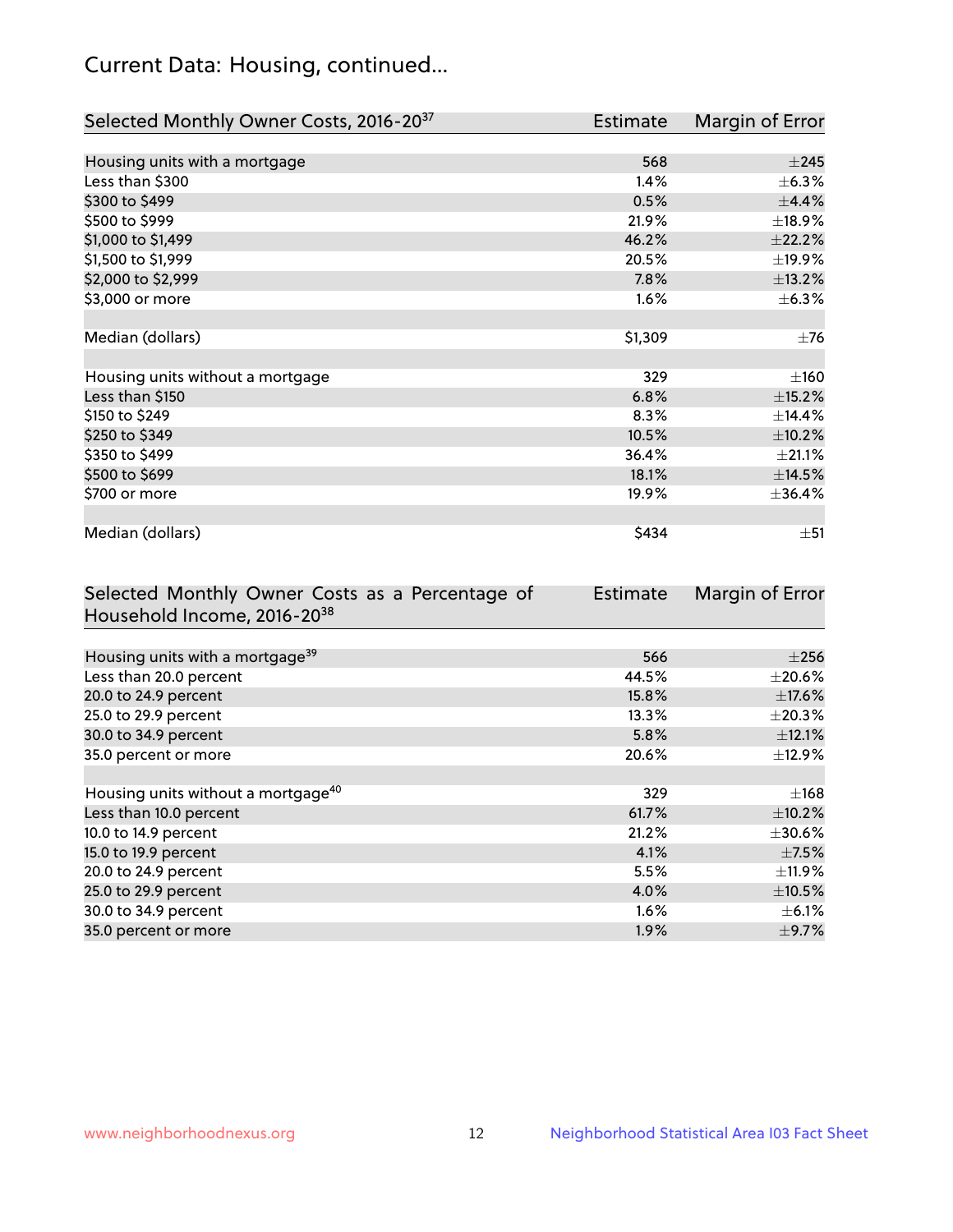## Current Data: Housing, continued...

| Selected Monthly Owner Costs, 2016-20[37] | Estimate | Margin of Error |
|---|---|---|
| Housing units with a mortgage | 568 | ±245 |
| Less than $300 | 1.4% | ±6.3% |
| $300 to $499 | 0.5% | ±4.4% |
| $500 to $999 | 21.9% | ±18.9% |
| $1,000 to $1,499 | 46.2% | ±22.2% |
| $1,500 to $1,999 | 20.5% | ±19.9% |
| $2,000 to $2,999 | 7.8% | ±13.2% |
| $3,000 or more | 1.6% | ±6.3% |
| | | |
| Median (dollars) | $1,309 | ±76 |
| | | |
| Housing units without a mortgage | 329 | ±160 |
| Less than $150 | 6.8% | ±15.2% |
| $150 to $249 | 8.3% | ±14.4% |
| $250 to $349 | 10.5% | ±10.2% |
| $350 to $499 | 36.4% | ±21.1% |
| $500 to $699 | 18.1% | ±14.5% |
| $700 or more | 19.9% | ±36.4% |
| | | |
| Median (dollars) | $434 | ±51 |

| Selected Monthly Owner Costs as a Percentage of Household Income, 2016-20[38] | Estimate | Margin of Error |
|---|---|---|
| Housing units with a mortgage[39] | 566 | ±256 |
| Less than 20.0 percent | 44.5% | ±20.6% |
| 20.0 to 24.9 percent | 15.8% | ±17.6% |
| 25.0 to 29.9 percent | 13.3% | ±20.3% |
| 30.0 to 34.9 percent | 5.8% | ±12.1% |
| 35.0 percent or more | 20.6% | ±12.9% |
| | | |
| Housing units without a mortgage[40] | 329 | ±168 |
| Less than 10.0 percent | 61.7% | ±10.2% |
| 10.0 to 14.9 percent | 21.2% | ±30.6% |
| 15.0 to 19.9 percent | 4.1% | ±7.5% |
| 20.0 to 24.9 percent | 5.5% | ±11.9% |
| 25.0 to 29.9 percent | 4.0% | ±10.5% |
| 30.0 to 34.9 percent | 1.6% | ±6.1% |
| 35.0 percent or more | 1.9% | ±9.7% |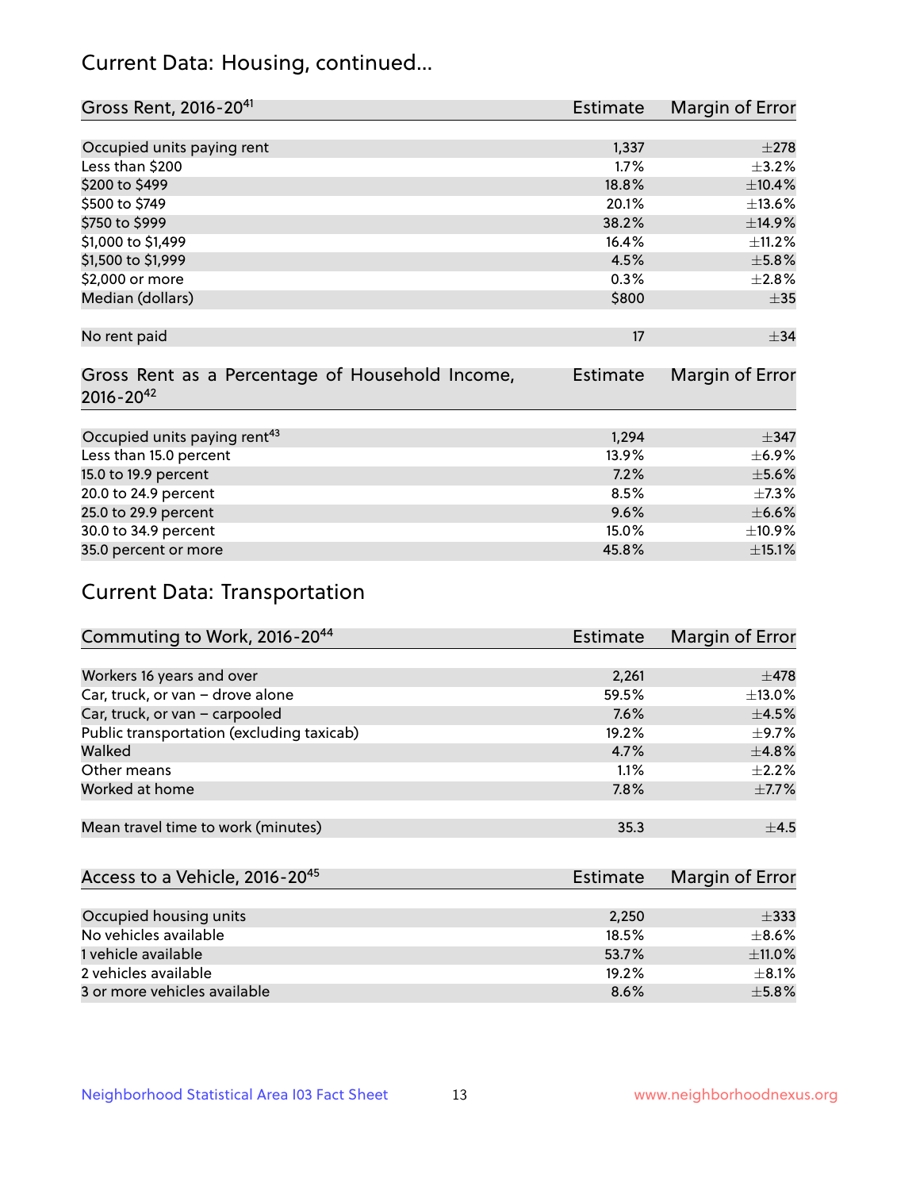## Current Data: Housing, continued...

| Gross Rent, 2016-20[41] | Estimate | Margin of Error |
|---|---|---|
| Occupied units paying rent | 1,337 | ±278 |
| Less than $200 | 1.7% | ±3.2% |
| $200 to $499 | 18.8% | ±10.4% |
| $500 to $749 | 20.1% | ±13.6% |
| $750 to $999 | 38.2% | ±14.9% |
| $1,000 to $1,499 | 16.4% | ±11.2% |
| $1,500 to $1,999 | 4.5% | ±5.8% |
| $2,000 or more | 0.3% | ±2.8% |
| Median (dollars) | $800 | ±35 |
| No rent paid | 17 | ±34 |

| Gross Rent as a Percentage of Household Income, 2016-20[42] | Estimate | Margin of Error |
|---|---|---|
| Occupied units paying rent[43] | 1,294 | ±347 |
| Less than 15.0 percent | 13.9% | ±6.9% |
| 15.0 to 19.9 percent | 7.2% | ±5.6% |
| 20.0 to 24.9 percent | 8.5% | ±7.3% |
| 25.0 to 29.9 percent | 9.6% | ±6.6% |
| 30.0 to 34.9 percent | 15.0% | ±10.9% |
| 35.0 percent or more | 45.8% | ±15.1% |

## Current Data: Transportation

| Commuting to Work, 2016-20[44] | Estimate | Margin of Error |
|---|---|---|
| Workers 16 years and over | 2,261 | ±478 |
| Car, truck, or van – drove alone | 59.5% | ±13.0% |
| Car, truck, or van – carpooled | 7.6% | ±4.5% |
| Public transportation (excluding taxicab) | 19.2% | ±9.7% |
| Walked | 4.7% | ±4.8% |
| Other means | 1.1% | ±2.2% |
| Worked at home | 7.8% | ±7.7% |
| Mean travel time to work (minutes) | 35.3 | ±4.5 |

| Access to a Vehicle, 2016-20[45] | Estimate | Margin of Error |
|---|---|---|
| Occupied housing units | 2,250 | ±333 |
| No vehicles available | 18.5% | ±8.6% |
| 1 vehicle available | 53.7% | ±11.0% |
| 2 vehicles available | 19.2% | ±8.1% |
| 3 or more vehicles available | 8.6% | ±5.8% |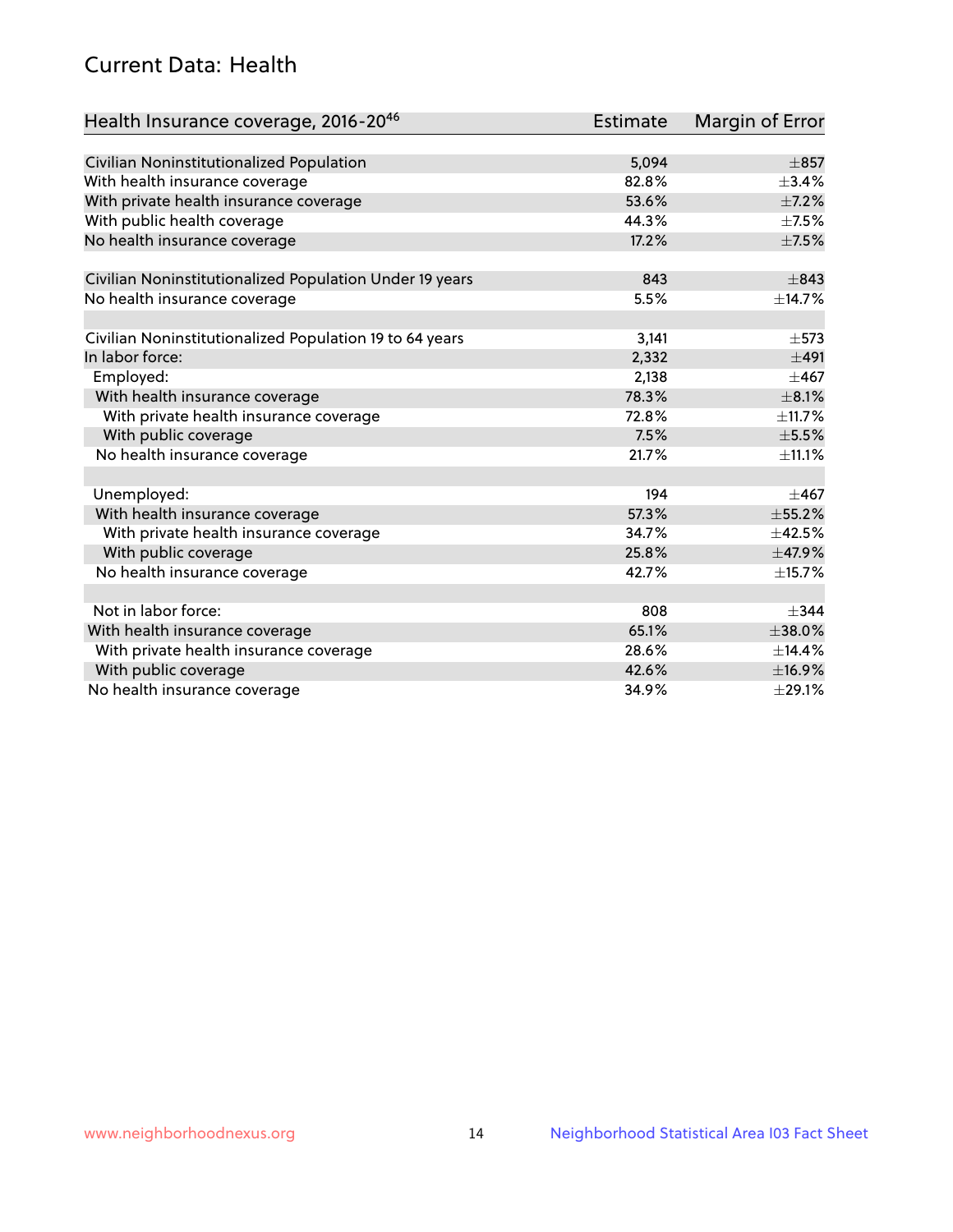## Current Data: Health

| Health Insurance coverage, 2016-20[46] | Estimate | Margin of Error |
|---|---|---|
| Civilian Noninstitutionalized Population | 5,094 | ±857 |
| With health insurance coverage | 82.8% | ±3.4% |
| With private health insurance coverage | 53.6% | ±7.2% |
| With public health coverage | 44.3% | ±7.5% |
| No health insurance coverage | 17.2% | ±7.5% |
| | | |
| Civilian Noninstitutionalized Population Under 19 years | 843 | ±843 |
| No health insurance coverage | 5.5% | ±14.7% |
| | | |
| Civilian Noninstitutionalized Population 19 to 64 years | 3,141 | ±573 |
| In labor force: | 2,332 | ±491 |
| Employed: | 2,138 | ±467 |
| With health insurance coverage | 78.3% | ±8.1% |
| With private health insurance coverage | 72.8% | ±11.7% |
| With public coverage | 7.5% | ±5.5% |
| No health insurance coverage | 21.7% | ±11.1% |
| | | |
| Unemployed: | 194 | ±467 |
| With health insurance coverage | 57.3% | ±55.2% |
| With private health insurance coverage | 34.7% | ±42.5% |
| With public coverage | 25.8% | ±47.9% |
| No health insurance coverage | 42.7% | ±15.7% |
| | | |
| Not in labor force: | 808 | ±344 |
| With health insurance coverage | 65.1% | ±38.0% |
| With private health insurance coverage | 28.6% | ±14.4% |
| With public coverage | 42.6% | ±16.9% |
| No health insurance coverage | 34.9% | ±29.1% |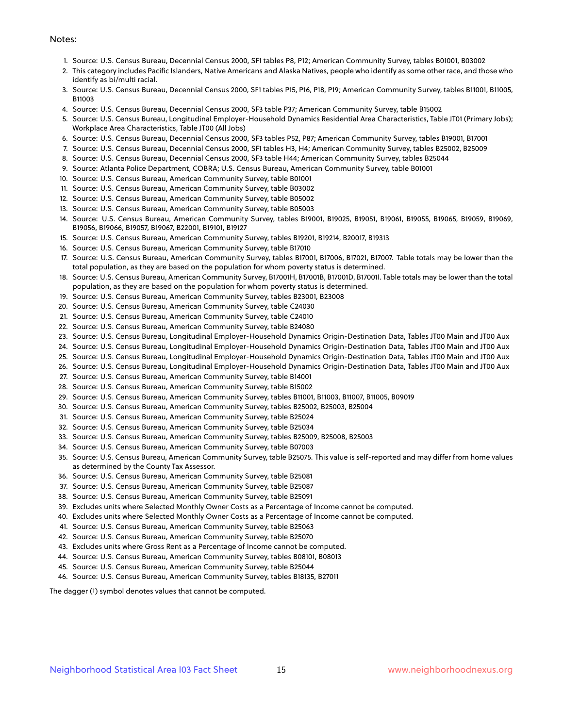Notes:

1. Source: U.S. Census Bureau, Decennial Census 2000, SF1 tables P8, P12; American Community Survey, tables B01001, B03002
2. This category includes Pacific Islanders, Native Americans and Alaska Natives, people who identify as some other race, and those who identify as bi/multi racial.
3. Source: U.S. Census Bureau, Decennial Census 2000, SF1 tables P15, P16, P18, P19; American Community Survey, tables B11001, B11005, B11003
4. Source: U.S. Census Bureau, Decennial Census 2000, SF3 table P37; American Community Survey, table B15002
5. Source: U.S. Census Bureau, Longitudinal Employer-Household Dynamics Residential Area Characteristics, Table JT01 (Primary Jobs); Workplace Area Characteristics, Table JT00 (All Jobs)
6. Source: U.S. Census Bureau, Decennial Census 2000, SF3 tables P52, P87; American Community Survey, tables B19001, B17001
7. Source: U.S. Census Bureau, Decennial Census 2000, SF1 tables H3, H4; American Community Survey, tables B25002, B25009
8. Source: U.S. Census Bureau, Decennial Census 2000, SF3 table H44; American Community Survey, tables B25044
9. Source: Atlanta Police Department, COBRA; U.S. Census Bureau, American Community Survey, table B01001
10. Source: U.S. Census Bureau, American Community Survey, table B01001
11. Source: U.S. Census Bureau, American Community Survey, table B03002
12. Source: U.S. Census Bureau, American Community Survey, table B05002
13. Source: U.S. Census Bureau, American Community Survey, table B05003
14. Source: U.S. Census Bureau, American Community Survey, tables B19001, B19025, B19051, B19061, B19055, B19065, B19059, B19069, B19056, B19066, B19057, B19067, B22001, B19101, B19127
15. Source: U.S. Census Bureau, American Community Survey, tables B19201, B19214, B20017, B19313
16. Source: U.S. Census Bureau, American Community Survey, table B17010
17. Source: U.S. Census Bureau, American Community Survey, tables B17001, B17006, B17021, B17007. Table totals may be lower than the total population, as they are based on the population for whom poverty status is determined.
18. Source: U.S. Census Bureau, American Community Survey, B17001H, B17001B, B17001D, B17001I. Table totals may be lower than the total population, as they are based on the population for whom poverty status is determined.
19. Source: U.S. Census Bureau, American Community Survey, tables B23001, B23008
20. Source: U.S. Census Bureau, American Community Survey, table C24030
21. Source: U.S. Census Bureau, American Community Survey, table C24010
22. Source: U.S. Census Bureau, American Community Survey, table B24080
23. Source: U.S. Census Bureau, Longitudinal Employer-Household Dynamics Origin-Destination Data, Tables JT00 Main and JT00 Aux
24. Source: U.S. Census Bureau, Longitudinal Employer-Household Dynamics Origin-Destination Data, Tables JT00 Main and JT00 Aux
25. Source: U.S. Census Bureau, Longitudinal Employer-Household Dynamics Origin-Destination Data, Tables JT00 Main and JT00 Aux
26. Source: U.S. Census Bureau, Longitudinal Employer-Household Dynamics Origin-Destination Data, Tables JT00 Main and JT00 Aux
27. Source: U.S. Census Bureau, American Community Survey, table B14001
28. Source: U.S. Census Bureau, American Community Survey, table B15002
29. Source: U.S. Census Bureau, American Community Survey, tables B11001, B11003, B11007, B11005, B09019
30. Source: U.S. Census Bureau, American Community Survey, tables B25002, B25003, B25004
31. Source: U.S. Census Bureau, American Community Survey, table B25024
32. Source: U.S. Census Bureau, American Community Survey, table B25034
33. Source: U.S. Census Bureau, American Community Survey, tables B25009, B25008, B25003
34. Source: U.S. Census Bureau, American Community Survey, table B07003
35. Source: U.S. Census Bureau, American Community Survey, table B25075. This value is self-reported and may differ from home values as determined by the County Tax Assessor.
36. Source: U.S. Census Bureau, American Community Survey, table B25081
37. Source: U.S. Census Bureau, American Community Survey, table B25087
38. Source: U.S. Census Bureau, American Community Survey, table B25091
39. Excludes units where Selected Monthly Owner Costs as a Percentage of Income cannot be computed.
40. Excludes units where Selected Monthly Owner Costs as a Percentage of Income cannot be computed.
41. Source: U.S. Census Bureau, American Community Survey, table B25063
42. Source: U.S. Census Bureau, American Community Survey, table B25070
43. Excludes units where Gross Rent as a Percentage of Income cannot be computed.
44. Source: U.S. Census Bureau, American Community Survey, tables B08101, B08013
45. Source: U.S. Census Bureau, American Community Survey, table B25044
46. Source: U.S. Census Bureau, American Community Survey, tables B18135, B27011

The dagger (†) symbol denotes values that cannot be computed.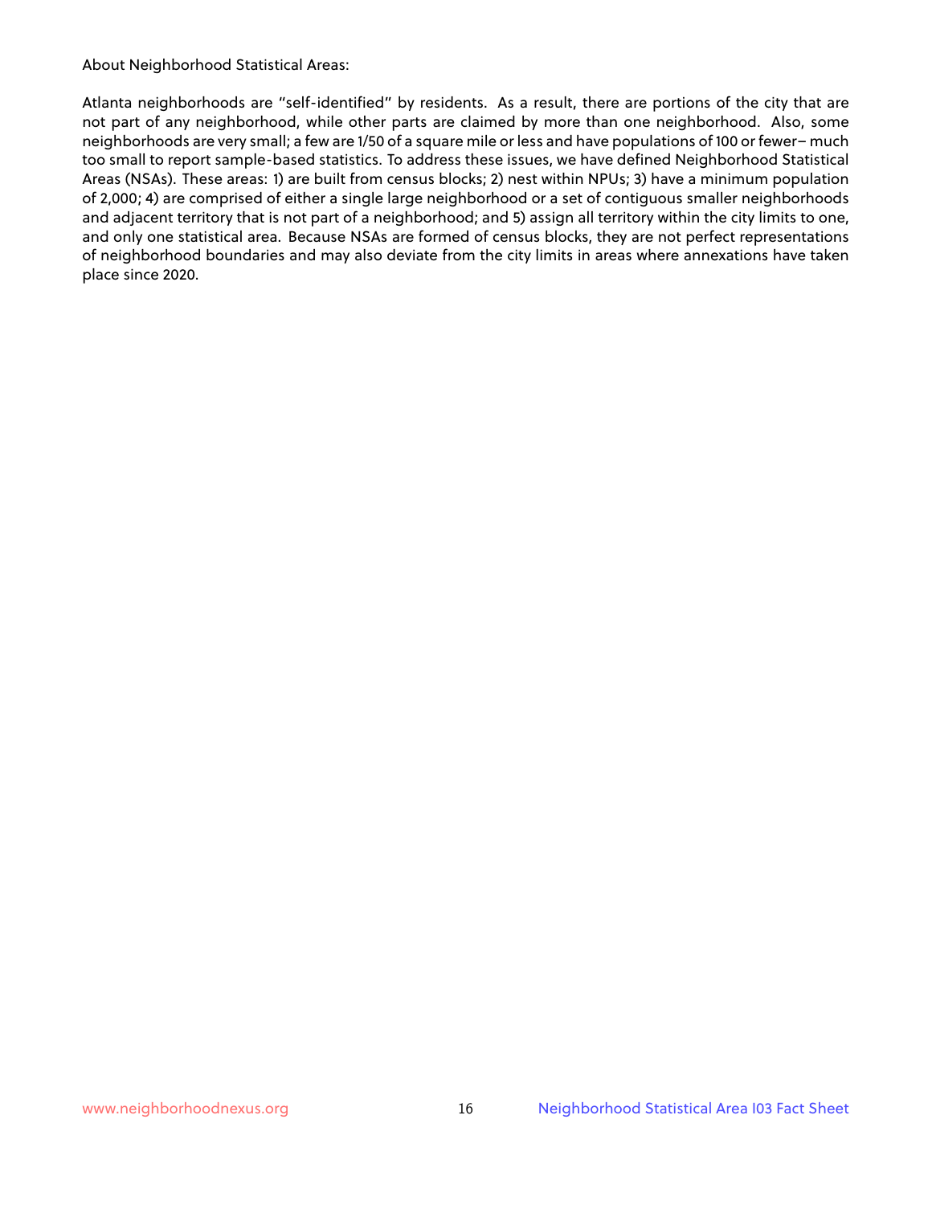About Neighborhood Statistical Areas:

Atlanta neighborhoods are "self-identified" by residents. As a result, there are portions of the city that are not part of any neighborhood, while other parts are claimed by more than one neighborhood. Also, some neighborhoods are very small; a few are 1/50 of a square mile or less and have populations of 100 or fewer– much too small to report sample-based statistics. To address these issues, we have defined Neighborhood Statistical Areas (NSAs). These areas: 1) are built from census blocks; 2) nest within NPUs; 3) have a minimum population of 2,000; 4) are comprised of either a single large neighborhood or a set of contiguous smaller neighborhoods and adjacent territory that is not part of a neighborhood; and 5) assign all territory within the city limits to one, and only one statistical area. Because NSAs are formed of census blocks, they are not perfect representations of neighborhood boundaries and may also deviate from the city limits in areas where annexations have taken place since 2020.